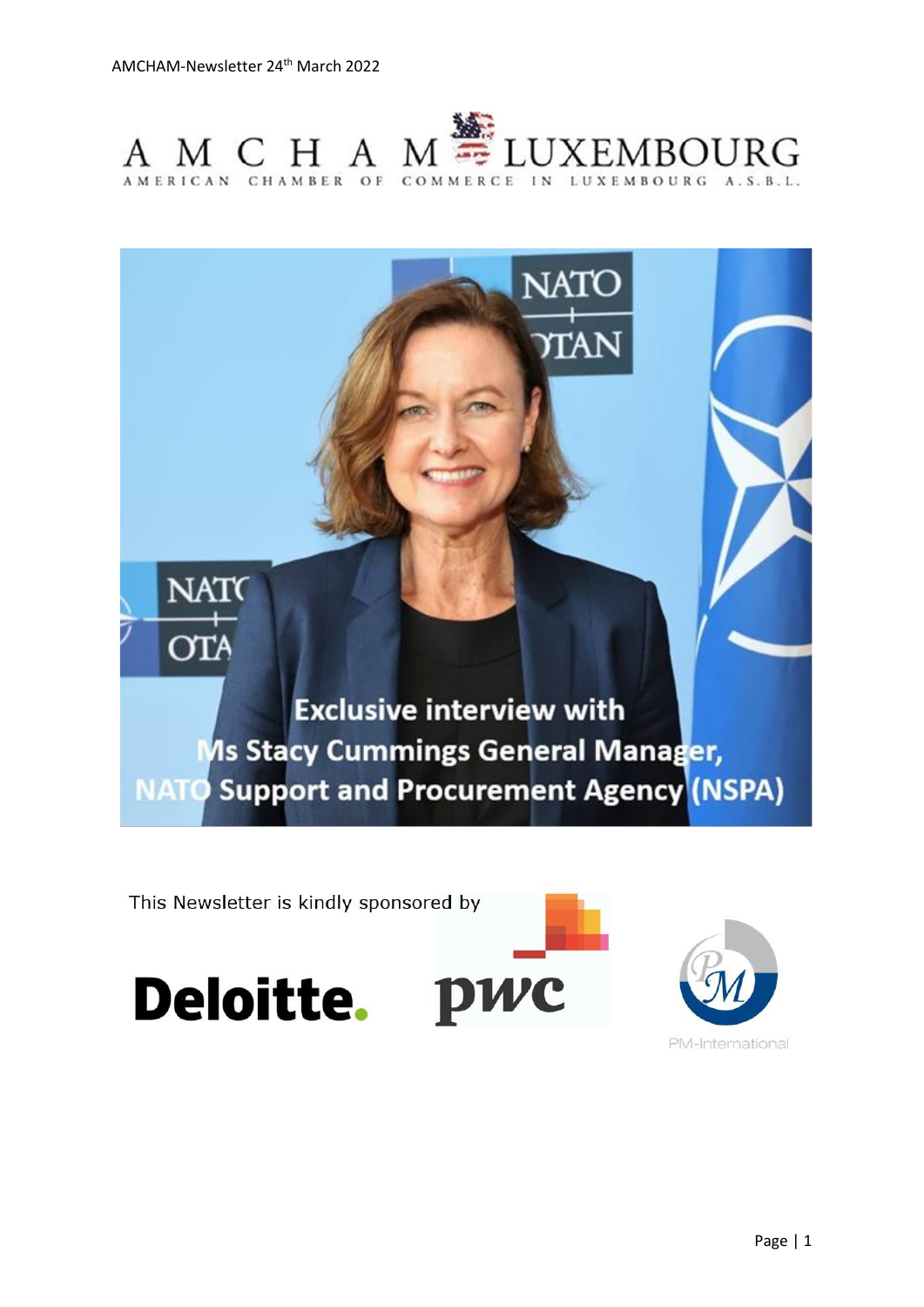AMCHAM-Newsletter 24th March 2022

# AMCHAM LUXEMBOURG

AMERICAN CHAMBER OF COMMERCE IN LUXEMBOURG A.S.B.L.

**Exclusive interview with Ms Stacy Cummings General Manager, NATO Support and Procurement Agency (NSPA)**

This Newsletter is kindly sponsored by

Deloitte. pwc PM-International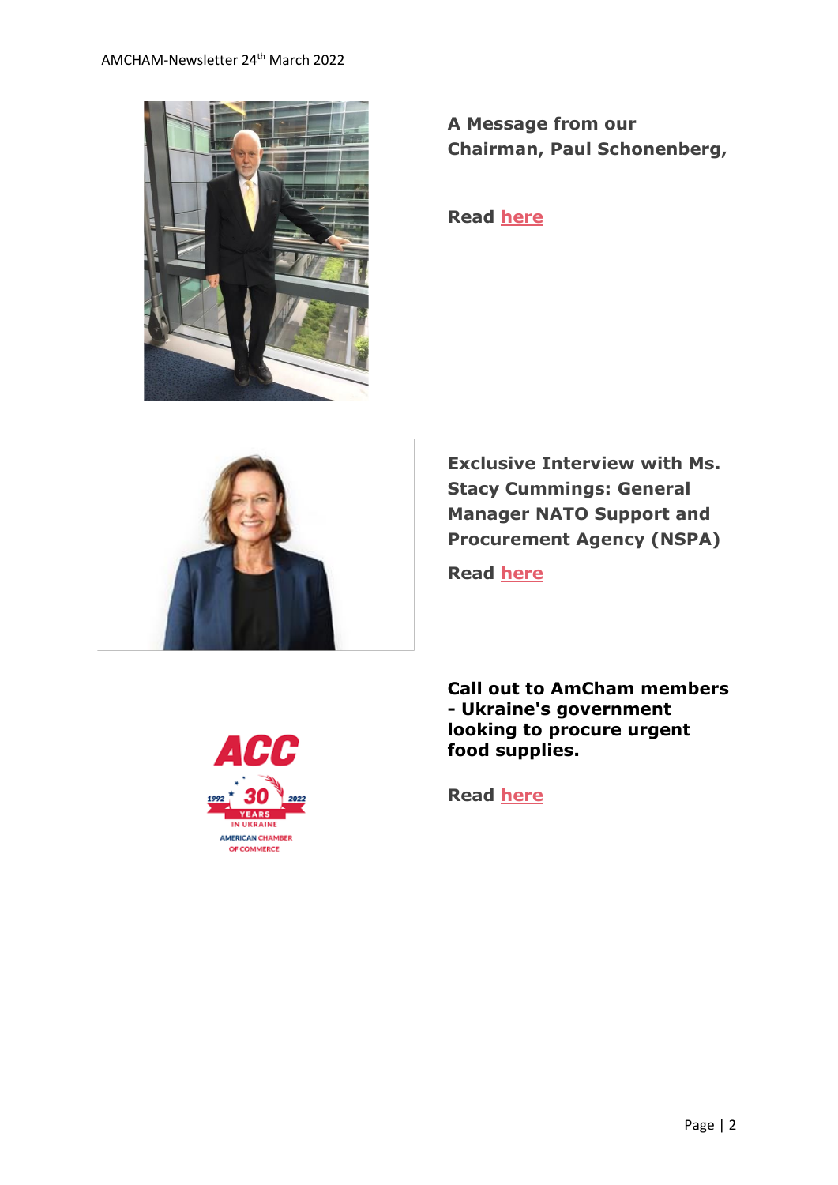**A Message from our Chairman, Paul Schonenberg,**

**Read here**

**Exclusive Interview with Ms. Stacy Cummings: General Manager NATO Support and Procurement Agency (NSPA)**

**Read here**

**Call out to AmCham members - Ukraine's government looking to procure urgent food supplies.**

**Read here**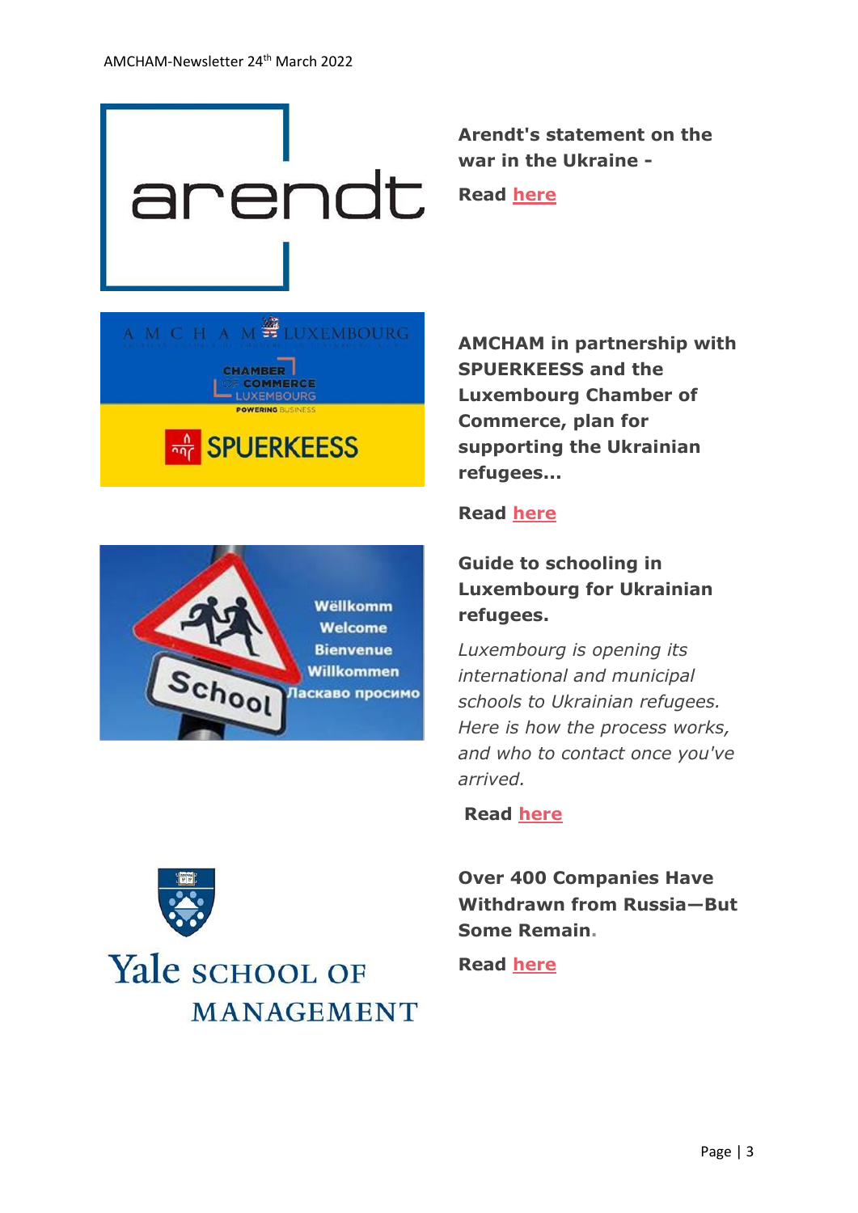**Arendt's statement on the war in the Ukraine -**

**Read here**

**AMCHAM in partnership with SPUERKEESS and the Luxembourg Chamber of Commerce, plan for supporting the Ukrainian refugees...**

**Read here**

**Guide to schooling in Luxembourg for Ukrainian refugees.**

*Luxembourg is opening its international and municipal schools to Ukrainian refugees. Here is how the process works, and who to contact once you've arrived.*

**Read here**

**Over 400 Companies Have Withdrawn from Russia—But Some Remain.**

**Read here**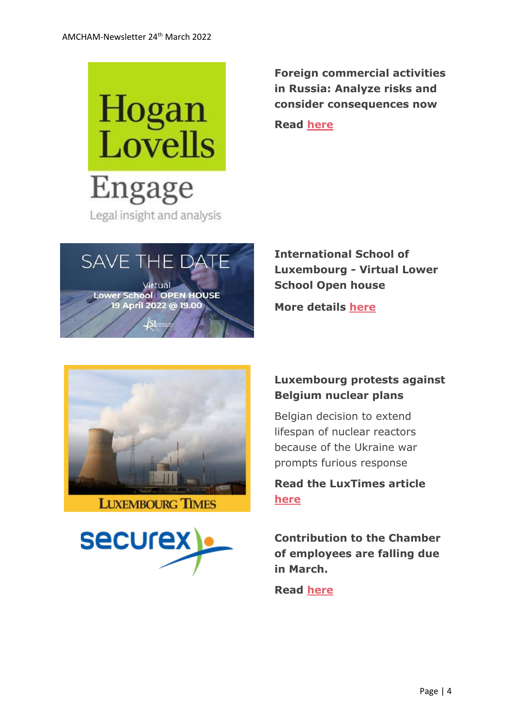**Foreign commercial activities in Russia: Analyze risks and consider consequences now**

**Read here**

**International School of Luxembourg - Virtual Lower School Open house**

**More details here**

**Luxembourg protests against Belgium nuclear plans**

Belgian decision to extend lifespan of nuclear reactors because of the Ukraine war prompts furious response

**Read the LuxTimes article here**

**Contribution to the Chamber of employees are falling due in March.**

**Read here**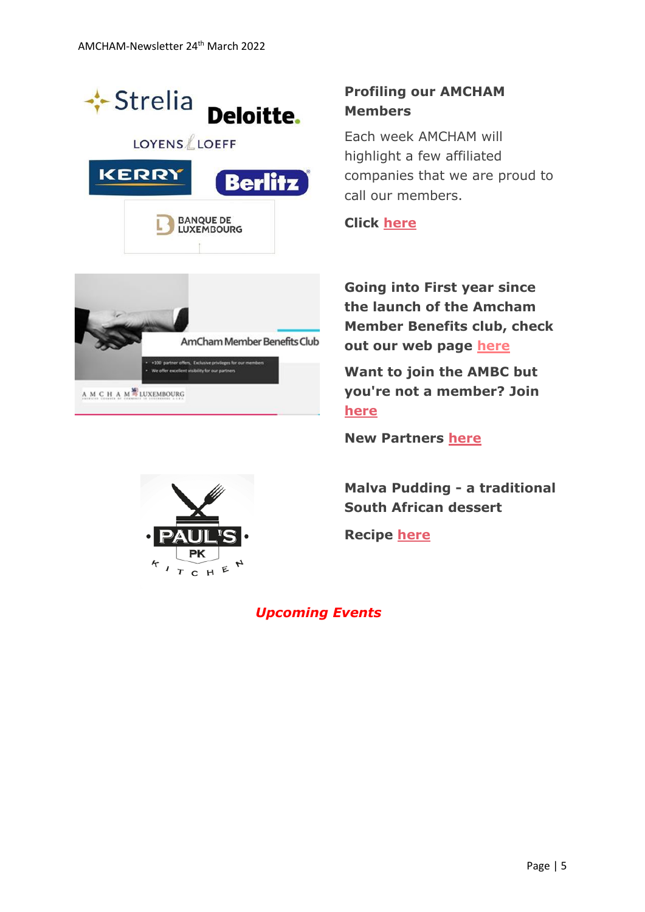**Profiling our AMCHAM Members**

Each week AMCHAM will highlight a few affiliated companies that we are proud to call our members.

**Click here**

**Going into First year since the launch of the Amcham Member Benefits club, check out our web page here**

**Want to join the AMBC but you're not a member? Join here**

**New Partners here**

**Malva Pudding - a traditional South African dessert**

**Recipe here**

***Upcoming Events***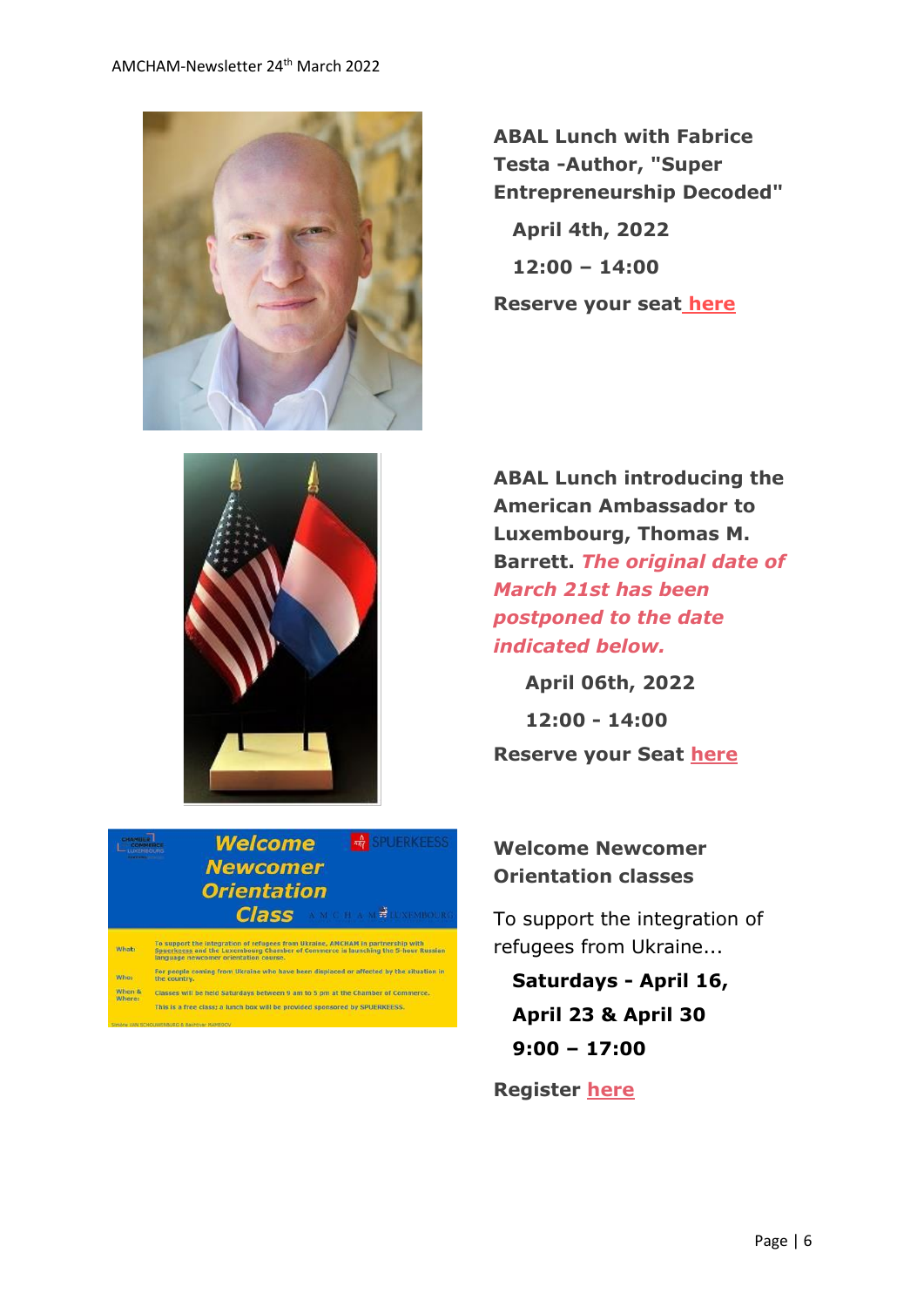**ABAL Lunch with Fabrice Testa -Author, "Super Entrepreneurship Decoded"**

**April 4th, 2022**

**12:00 – 14:00**

**Reserve your seat here**

**ABAL Lunch introducing the American Ambassador to Luxembourg, Thomas M. Barrett.** ***The original date of March 21st has been postponed to the date indicated below.***

**April 06th, 2022**

**12:00 - 14:00**

**Reserve your Seat here**

**Welcome Newcomer Orientation classes**

To support the integration of refugees from Ukraine...

**Saturdays - April 16, April 23 & April 30**

**9:00 – 17:00**

**Register here**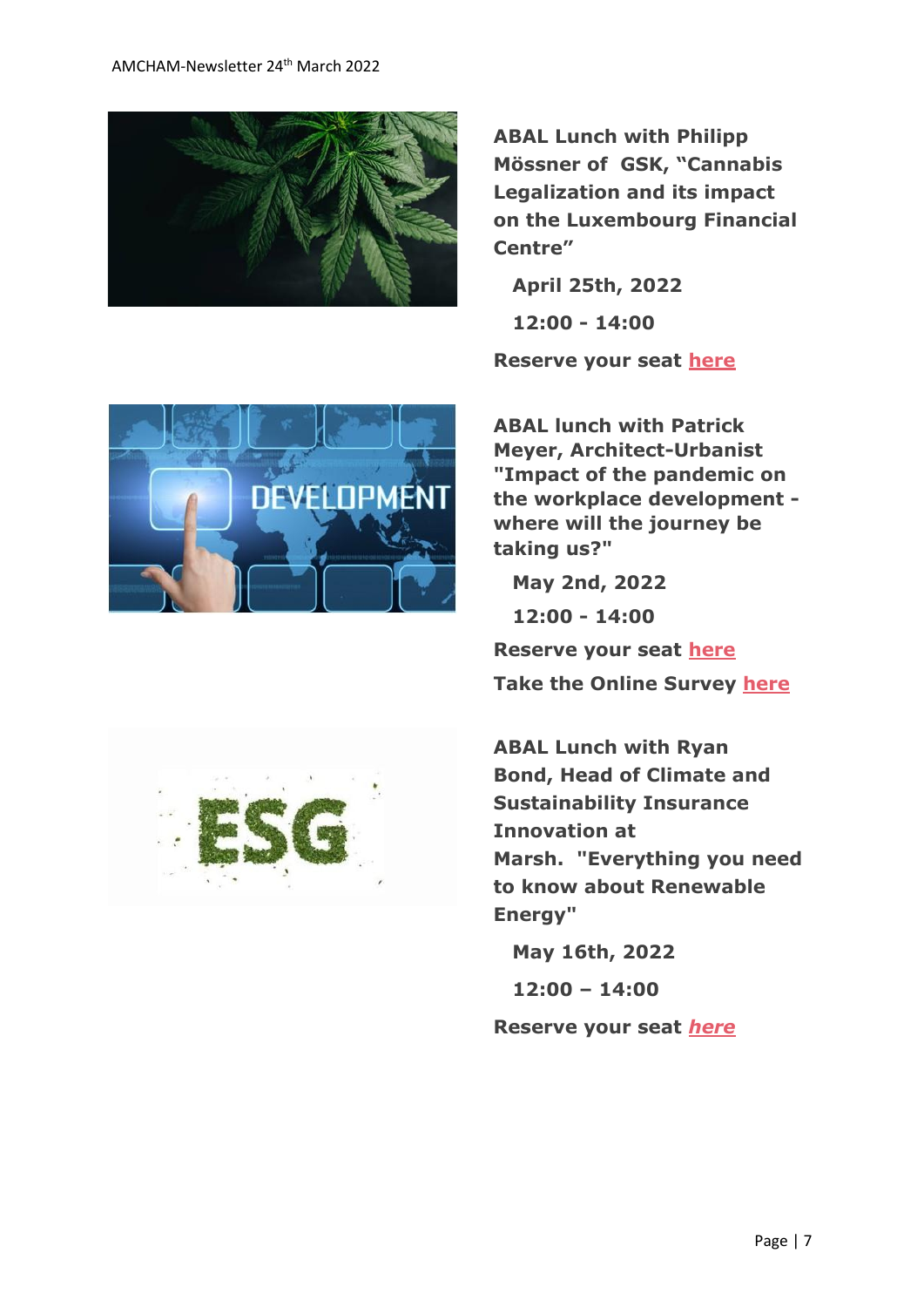**ABAL Lunch with Philipp Mössner of GSK, "Cannabis Legalization and its impact on the Luxembourg Financial Centre"**

**April 25th, 2022**

**12:00 - 14:00**

**Reserve your seat here**

**ABAL lunch with Patrick Meyer, Architect-Urbanist "Impact of the pandemic on the workplace development - where will the journey be taking us?"**

**May 2nd, 2022**

**12:00 - 14:00**

**Reserve your seat here**

**Take the Online Survey here**

**ABAL Lunch with Ryan Bond, Head of Climate and Sustainability Insurance Innovation at Marsh. "Everything you need to know about Renewable Energy"**

**May 16th, 2022**

**12:00 – 14:00**

**Reserve your seat *here***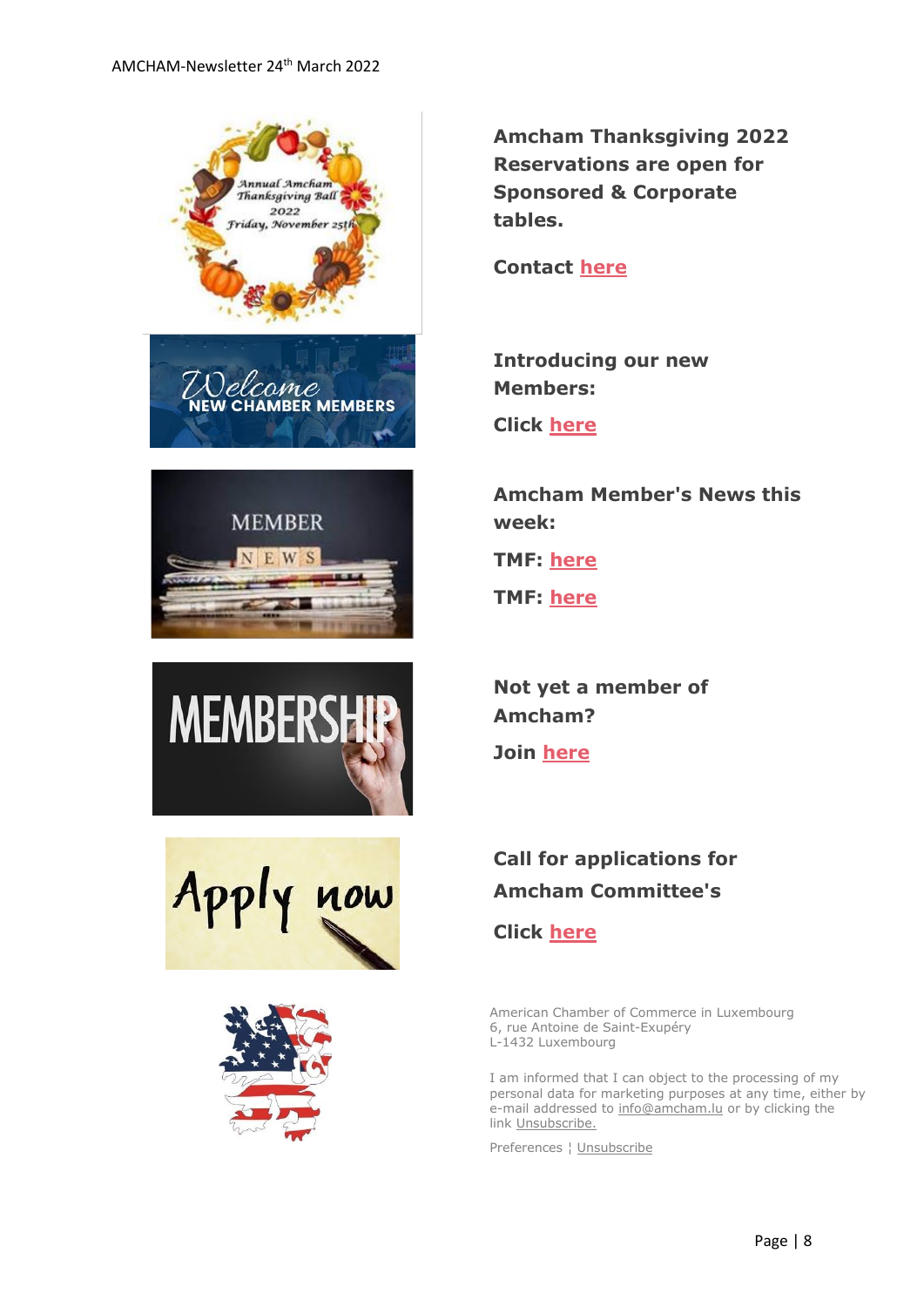**Amcham Thanksgiving 2022 Reservations are open for Sponsored & Corporate tables.**

**Contact here**

**Introducing our new Members:**

**Click here**

**Amcham Member's News this week:**

**TMF: here**

**TMF: here**

**Not yet a member of Amcham?**

**Join here**

**Call for applications for Amcham Committee's**

**Click here**

American Chamber of Commerce in Luxembourg
6, rue Antoine de Saint-Exupéry
L-1432 Luxembourg

I am informed that I can object to the processing of my personal data for marketing purposes at any time, either by e-mail addressed to info@amcham.lu or by clicking the link Unsubscribe.

Preferences ¦ Unsubscribe